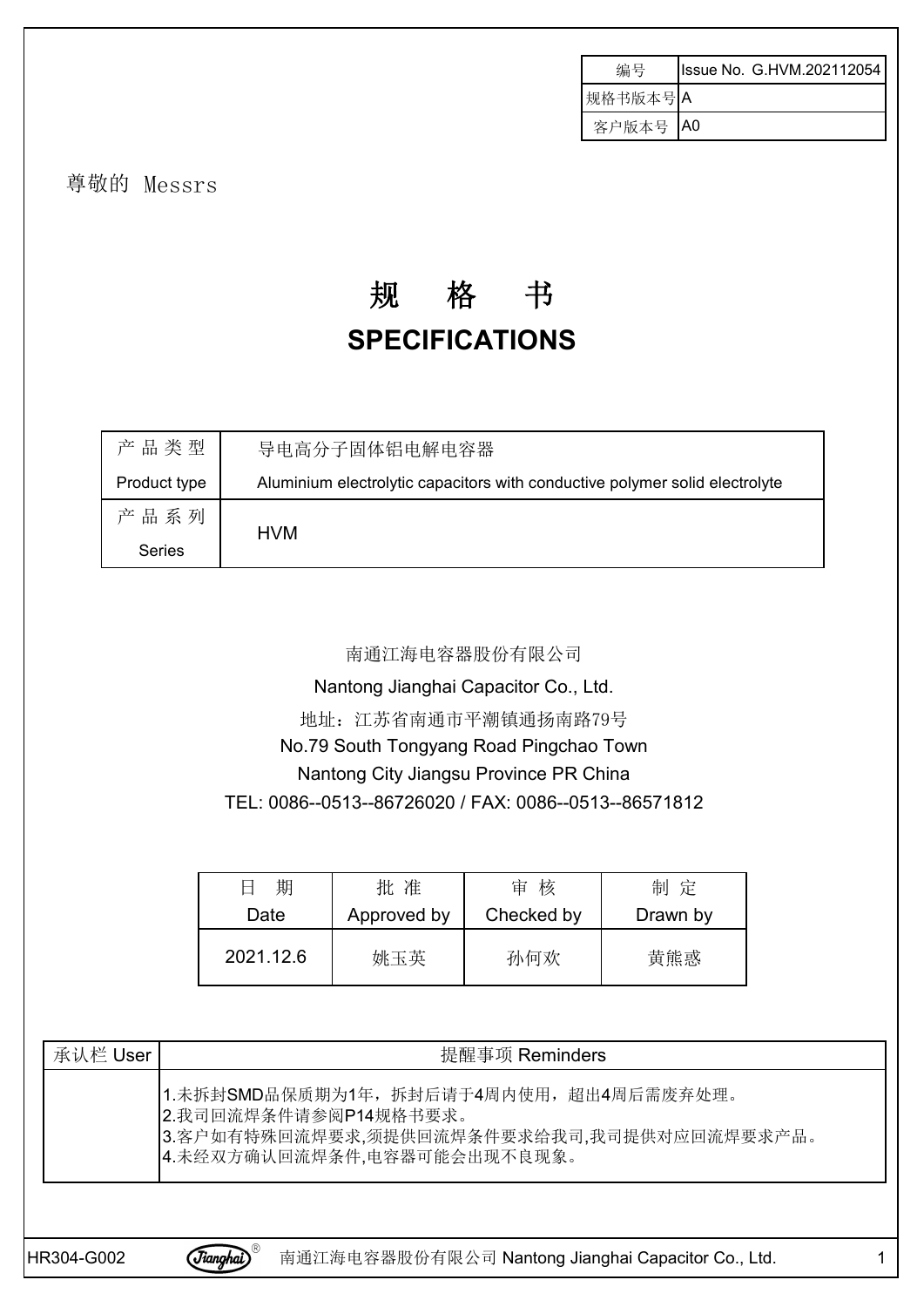| 编号 | Issue No. G.HVM.202112054 |
|---|---|
| 规格书版本号 | A |
| 客户版本号 | A0 |

尊敬的 Messrs

# 规 格 书
# SPECIFICATIONS

| 产 品 类 型<br>Product type | 导电高分子固体铝电解电容器<br>Aluminium electrolytic capacitors with conductive polymer solid electrolyte |
|---|---|
| 产 品 系 列<br>Series | HVM |

南通江海电容器股份有限公司

Nantong Jianghai Capacitor Co., Ltd.

地址：江苏省南通市平潮镇通扬南路79号

No.79 South Tongyang Road Pingchao Town

Nantong City Jiangsu Province PR China

TEL: 0086--0513--86726020 / FAX: 0086--0513--86571812

| 日 期<br>Date | 批 准<br>Approved by | 审 核<br>Checked by | 制 定<br>Drawn by |
|---|---|---|---|
| 2021.12.6 | 姚玉英 | 孙何欢 | 黄熊惑 |

| 承认栏 User | 提醒事项 Reminders |
|---|---|
| | 1.未拆封SMD品保质期为1年，拆封后请于4周内使用，超出4周后需废弃处理。<br>2.我司回流焊条件请参阅P14规格书要求。<br>3.客户如有特殊回流焊要求,须提供回流焊条件要求给我司,我司提供对应回流焊要求产品。<br>4.未经双方确认回流焊条件,电容器可能会出现不良现象。 |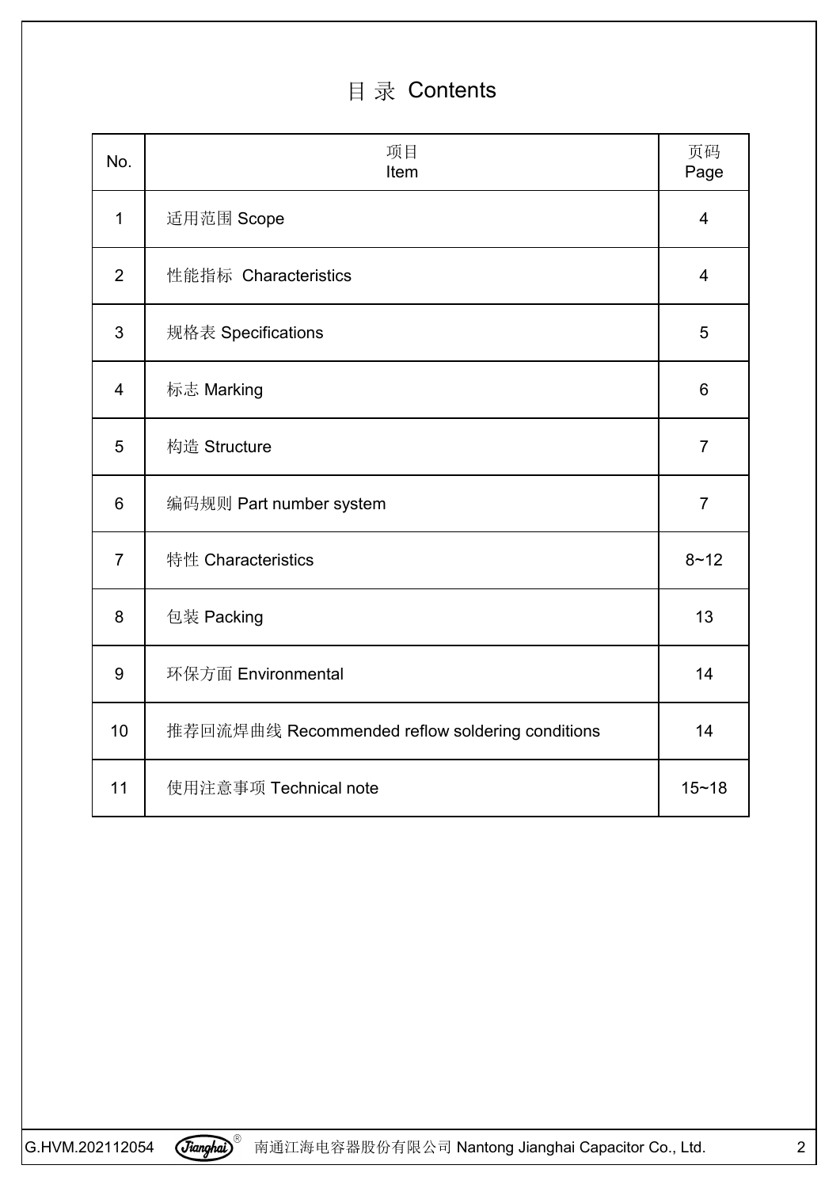# 目 录 Contents

| No. | 项目<br>Item | 页码<br>Page |
|---|---|---|
| 1 | 适用范围 Scope | 4 |
| 2 | 性能指标  Characteristics | 4 |
| 3 | 规格表 Specifications | 5 |
| 4 | 标志 Marking | 6 |
| 5 | 构造 Structure | 7 |
| 6 | 编码规则 Part number system | 7 |
| 7 | 特性 Characteristics | 8~12 |
| 8 | 包装 Packing | 13 |
| 9 | 环保方面 Environmental | 14 |
| 10 | 推荐回流焊曲线 Recommended reflow soldering conditions | 14 |
| 11 | 使用注意事项 Technical note | 15~18 |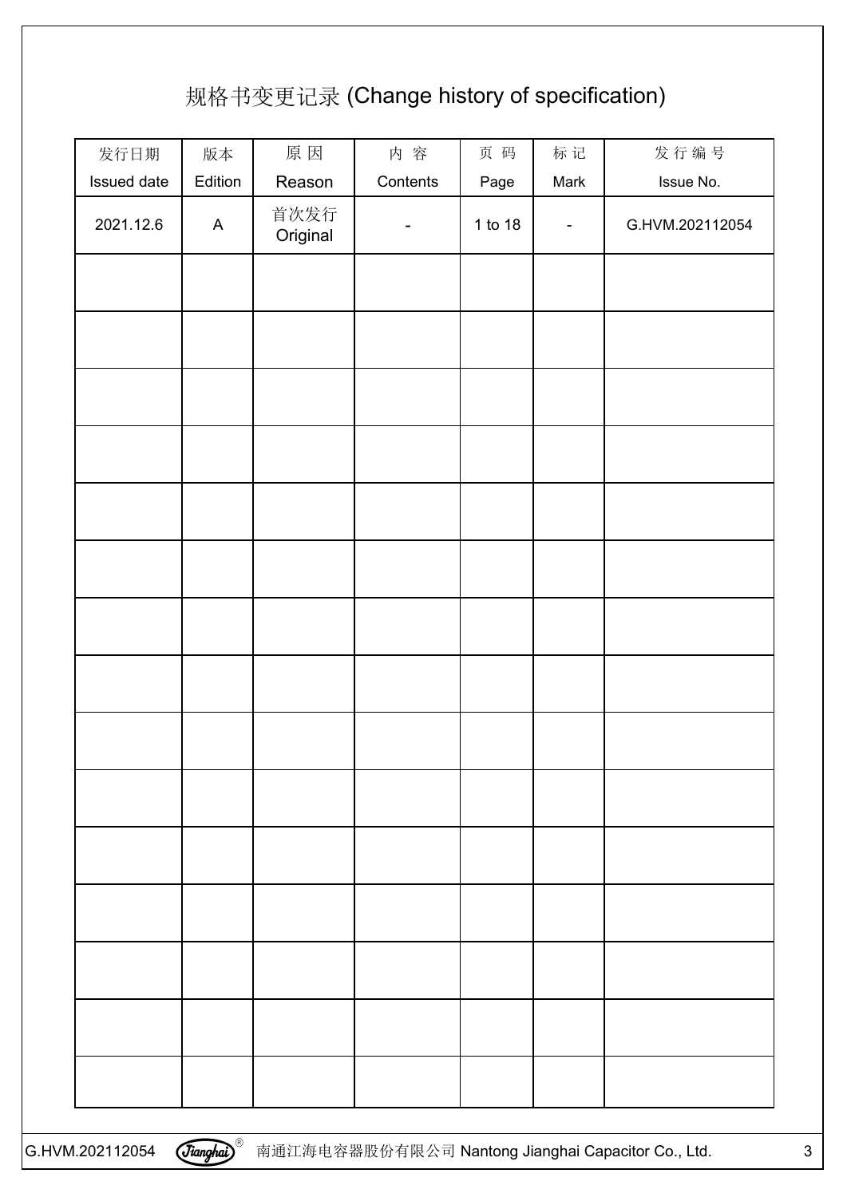# 规格书变更记录 (Change history of specification)

| 发行日期 Issued date | 版本 Edition | 原 因 Reason | 内 容 Contents | 页 码 Page | 标 记 Mark | 发 行 编 号 Issue No. |
|---|---|---|---|---|---|---|
| 2021.12.6 | A | 首次发行 Original | - | 1 to 18 | - | G.HVM.202112054 |
| | | | | | | |
| | | | | | | |
| | | | | | | |
| | | | | | | |
| | | | | | | |
| | | | | | | |
| | | | | | | |
| | | | | | | |
| | | | | | | |
| | | | | | | |
| | | | | | | |
| | | | | | | |
| | | | | | | |
| | | | | | | |
| | | | | | | |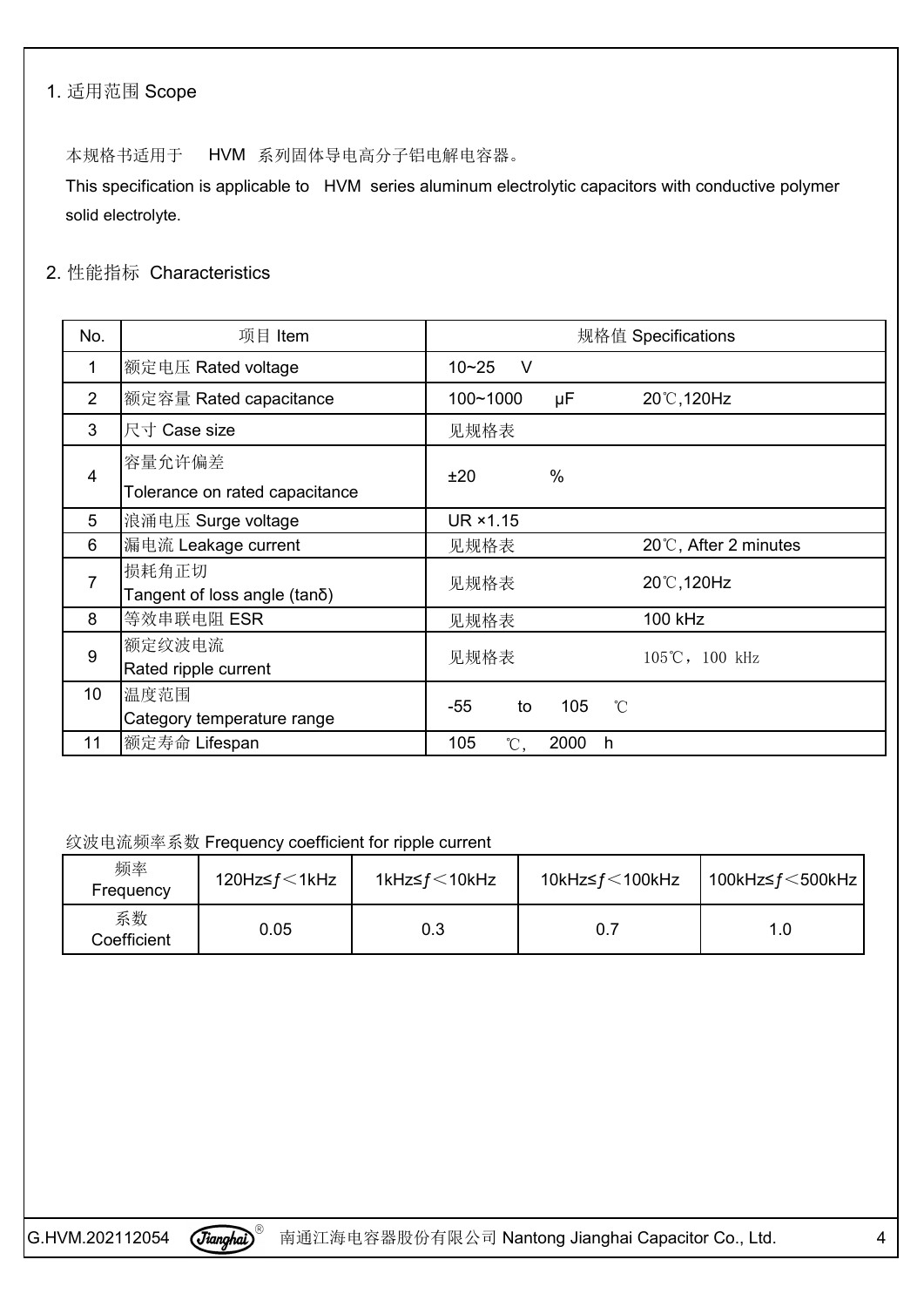## 1. 适用范围 Scope

本规格书适用于 HVM 系列固体导电高分子铝电解电容器。

This specification is applicable to HVM series aluminum electrolytic capacitors with conductive polymer solid electrolyte.

## 2. 性能指标 Characteristics

| No. | 项目 Item | 规格值 Specifications | |
|---|---|---|---|
| 1 | 额定电压 Rated voltage | 10~25 V | |
| 2 | 额定容量 Rated capacitance | 100~1000 μF | 20℃,120Hz |
| 3 | 尺寸 Case size | 见规格表 | |
| 4 | 容量允许偏差<br>Tolerance on rated capacitance | ±20 % | |
| 5 | 浪涌电压 Surge voltage | UR ×1.15 | |
| 6 | 漏电流 Leakage current | 见规格表 | 20℃, After 2 minutes |
| 7 | 损耗角正切<br>Tangent of loss angle (tanδ) | 见规格表 | 20℃,120Hz |
| 8 | 等效串联电阻 ESR | 见规格表 | 100 kHz |
| 9 | 额定纹波电流<br>Rated ripple current | 见规格表 | 105℃，100 kHz |
| 10 | 温度范围<br>Category temperature range | -55 to 105 ℃ | |
| 11 | 额定寿命 Lifespan | 105 ℃, 2000 h | |

纹波电流频率系数 Frequency coefficient for ripple current

| 频率<br>Frequency | 120Hz≤$f$＜1kHz | 1kHz≤$f$＜10kHz | 10kHz≤$f$＜100kHz | 100kHz≤$f$＜500kHz |
|---|---|---|---|---|
| 系数<br>Coefficient | 0.05 | 0.3 | 0.7 | 1.0 |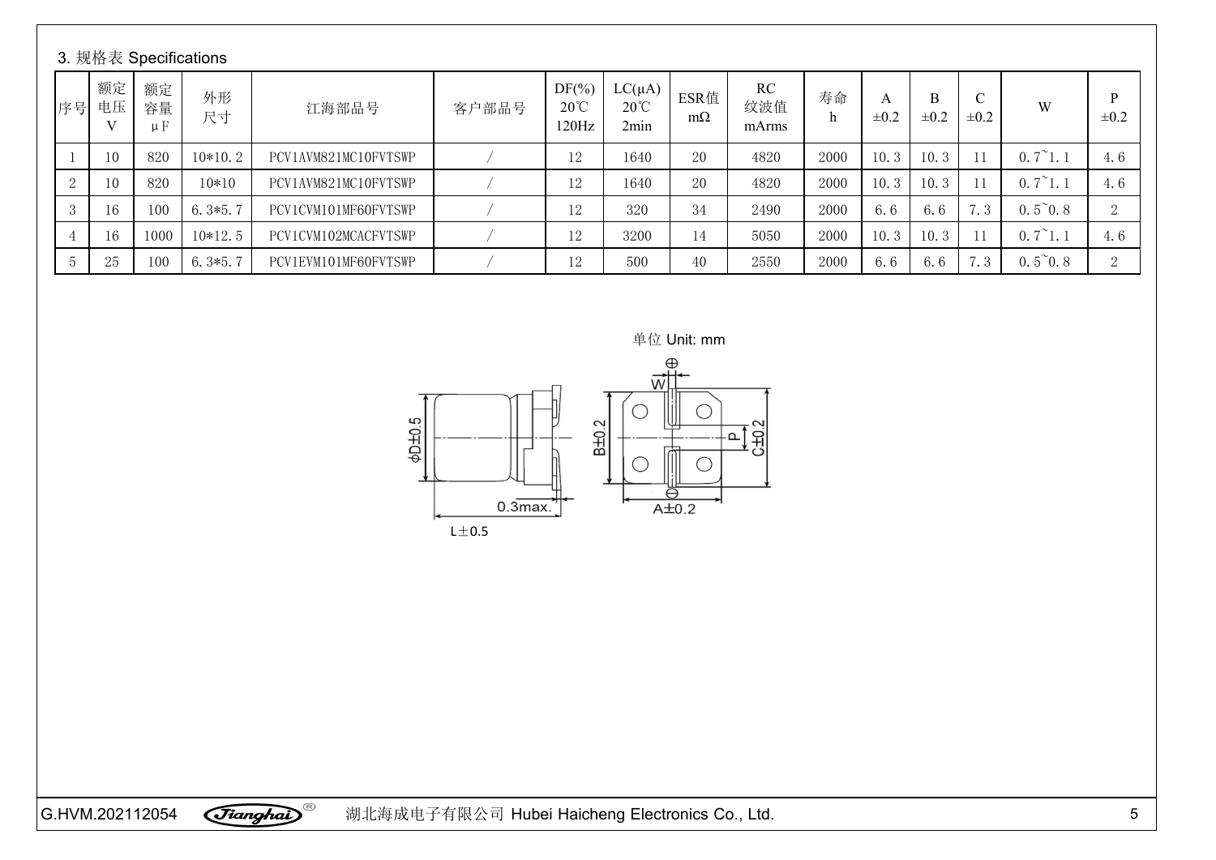### 3. 规格表 Specifications

| 序号 | 额定电压 V | 额定容量 μF | 外形尺寸 | 江海部品号 | 客户部品号 | DF(%) 20℃ 120Hz | LC(μA) 20℃ 2min | ESR值 mΩ | RC 纹波值 mArms | 寿命 h | A ±0.2 | B ±0.2 | C ±0.2 | W | P ±0.2 |
|---|---|---|---|---|---|---|---|---|---|---|---|---|---|---|---|
| 1 | 10 | 820 | 10*10.2 | PCV1AVM821MC10FVTSWP | / | 12 | 1640 | 20 | 4820 | 2000 | 10.3 | 10.3 | 11 | 0.7~1.1 | 4.6 |
| 2 | 10 | 820 | 10*10 | PCV1AVM821MC10FVTSWP | / | 12 | 1640 | 20 | 4820 | 2000 | 10.3 | 10.3 | 11 | 0.7~1.1 | 4.6 |
| 3 | 16 | 100 | 6.3*5.7 | PCV1CVM101MF60FVTSWP | / | 12 | 320 | 34 | 2490 | 2000 | 6.6 | 6.6 | 7.3 | 0.5~0.8 | 2 |
| 4 | 16 | 1000 | 10*12.5 | PCV1CVM102MCACFVTSWP | / | 12 | 3200 | 14 | 5050 | 2000 | 10.3 | 10.3 | 11 | 0.7~1.1 | 4.6 |
| 5 | 25 | 100 | 6.3*5.7 | PCV1EVM101MF60FVTSWP | / | 12 | 500 | 40 | 2550 | 2000 | 6.6 | 6.6 | 7.3 | 0.5~0.8 | 2 |

单位 Unit: mm

ΦD±0.5 0.3max. L±0.5 B±0.2 W P C±0.2 A±0.2

G.HVM.202112054 湖北海成电子有限公司 Hubei Haicheng Electronics Co., Ltd.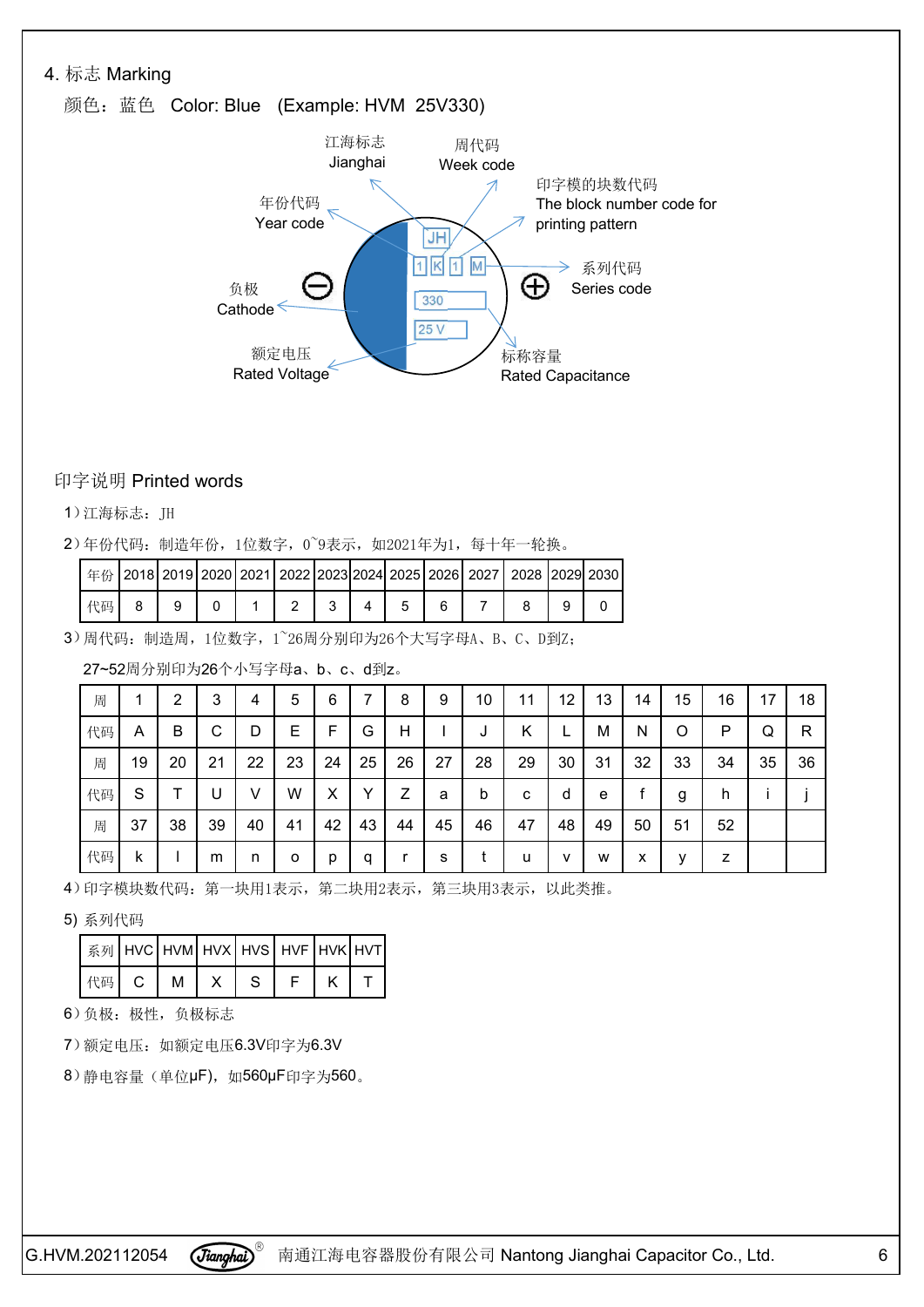## 4. 标志 Marking

颜色：蓝色　Color: Blue　(Example: HVM 25V330)

江海标志 Jianghai

周代码 Week code

年份代码 Year code

印字模的块数代码 The block number code for printing pattern

负极 Cathode

系列代码 Series code

额定电压 Rated Voltage

标称容量 Rated Capacitance

JH

1 K 1 M

330

25 V

### 印字说明 Printed words

1）江海标志：JH

2）年份代码：制造年份，1位数字，0~9表示，如2021年为1，每十年一轮换。

| 年份 | 2018 | 2019 | 2020 | 2021 | 2022 | 2023 | 2024 | 2025 | 2026 | 2027 | 2028 | 2029 | 2030 |
|---|---|---|---|---|---|---|---|---|---|---|---|---|---|
| 代码 | 8 | 9 | 0 | 1 | 2 | 3 | 4 | 5 | 6 | 7 | 8 | 9 | 0 |

3）周代码：制造周，1位数字，1~26周分别印为26个大写字母A、B、C、D到Z；

27~52周分别印为26个小写字母a、b、c、d到z。

| 周 | 1 | 2 | 3 | 4 | 5 | 6 | 7 | 8 | 9 | 10 | 11 | 12 | 13 | 14 | 15 | 16 | 17 | 18 |
|---|---|---|---|---|---|---|---|---|---|---|---|---|---|---|---|---|---|---|
| 代码 | A | B | C | D | E | F | G | H | I | J | K | L | M | N | O | P | Q | R |
| 周 | 19 | 20 | 21 | 22 | 23 | 24 | 25 | 26 | 27 | 28 | 29 | 30 | 31 | 32 | 33 | 34 | 35 | 36 |
| 代码 | S | T | U | V | W | X | Y | Z | a | b | c | d | e | f | g | h | i | j |
| 周 | 37 | 38 | 39 | 40 | 41 | 42 | 43 | 44 | 45 | 46 | 47 | 48 | 49 | 50 | 51 | 52 | | |
| 代码 | k | l | m | n | o | p | q | r | s | t | u | v | w | x | y | z | | |

4）印字模块数代码：第一块用1表示，第二块用2表示，第三块用3表示，以此类推。

5) 系列代码

| 系列 | HVC | HVM | HVX | HVS | HVF | HVK | HVT |
|---|---|---|---|---|---|---|---|
| 代码 | C | M | X | S | F | K | T |

6）负极：极性，负极标志

7）额定电压：如额定电压6.3V印字为6.3V

8）静电容量（单位μF），如560μF印字为560。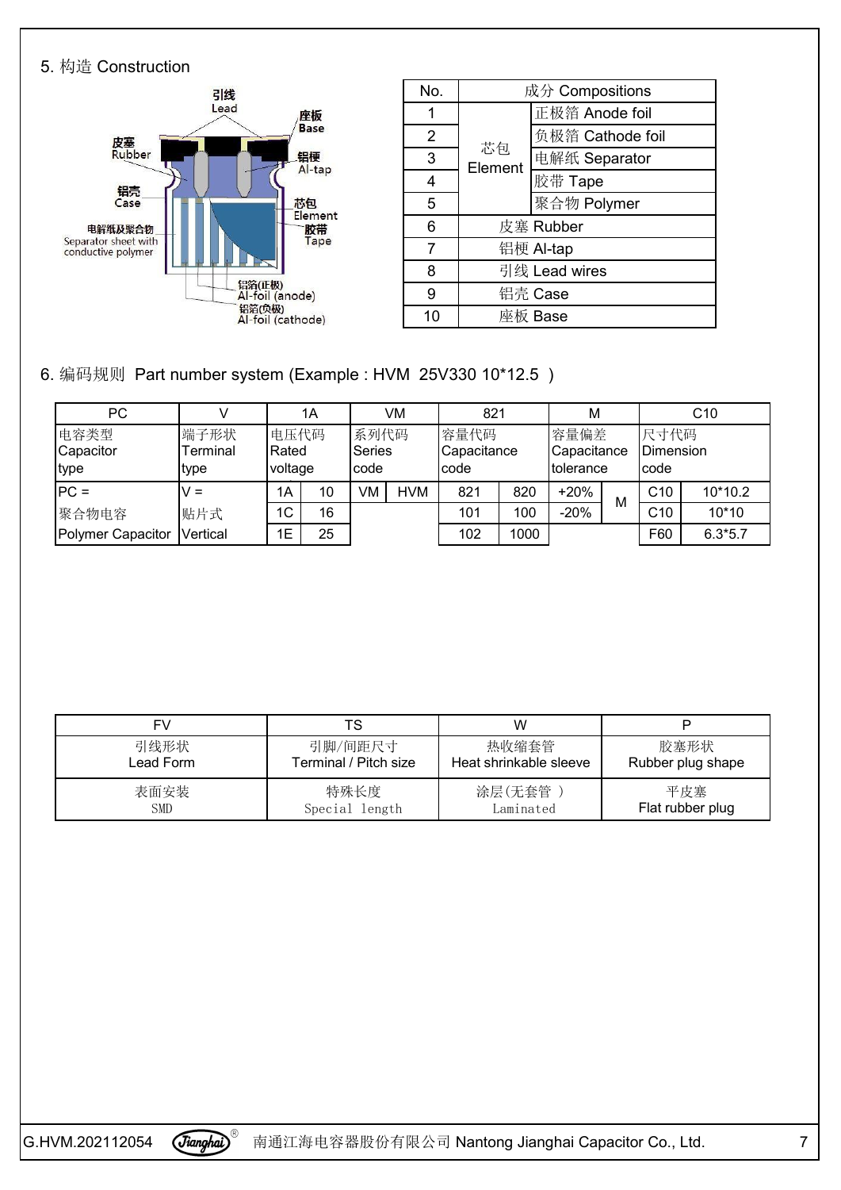## 5. 构造 Construction

引线 Lead
座板 Base
皮塞 Rubber
铝梗 Al-tap
铝壳 Case
芯包 Element
胶带 Tape
电解纸及聚合物 Separator sheet with conductive polymer
铝箔(正极) Al-foil (anode)
铝箔(负极) Al-foil (cathode)

| No. | 成分 Compositions | |
|---|---|---|
| 1 | 芯包 Element | 正极箔 Anode foil |
| 2 | | 负极箔 Cathode foil |
| 3 | | 电解纸 Separator |
| 4 | | 胶带 Tape |
| 5 | | 聚合物 Polymer |
| 6 | 皮塞 Rubber | |
| 7 | 铝梗 Al-tap | |
| 8 | 引线 Lead wires | |
| 9 | 铝壳 Case | |
| 10 | 座板 Base | |

## 6. 编码规则 Part number system (Example : HVM 25V330 10*12.5 )

| PC | V | 1A | | VM | | 821 | | M | | C10 | |
|---|---|---|---|---|---|---|---|---|---|---|---|
| 电容类型 Capacitor type | 端子形状 Terminal type | 电压代码 Rated voltage | | 系列代码 Series code | | 容量代码 Capacitance code | | 容量偏差 Capacitance tolerance | | 尺寸代码 Dimension code | |
| PC = 聚合物电容 Polymer Capacitor | V = 贴片式 Vertical | 1A | 10 | VM | HVM | 821 | 820 | +20% | M | C10 | 10*10.2 |
| | | 1C | 16 | | | 101 | 100 | -20% | | C10 | 10*10 |
| | | 1E | 25 | | | 102 | 1000 | | | F60 | 6.3*5.7 |

| FV | TS | W | P |
|---|---|---|---|
| 引线形状 Lead Form | 引脚/间距尺寸 Terminal / Pitch size | 热收缩套管 Heat shrinkable sleeve | 胶塞形状 Rubber plug shape |
| 表面安装 SMD | 特殊长度 Special length | 涂层(无套管 ) Laminated | 平皮塞 Flat rubber plug |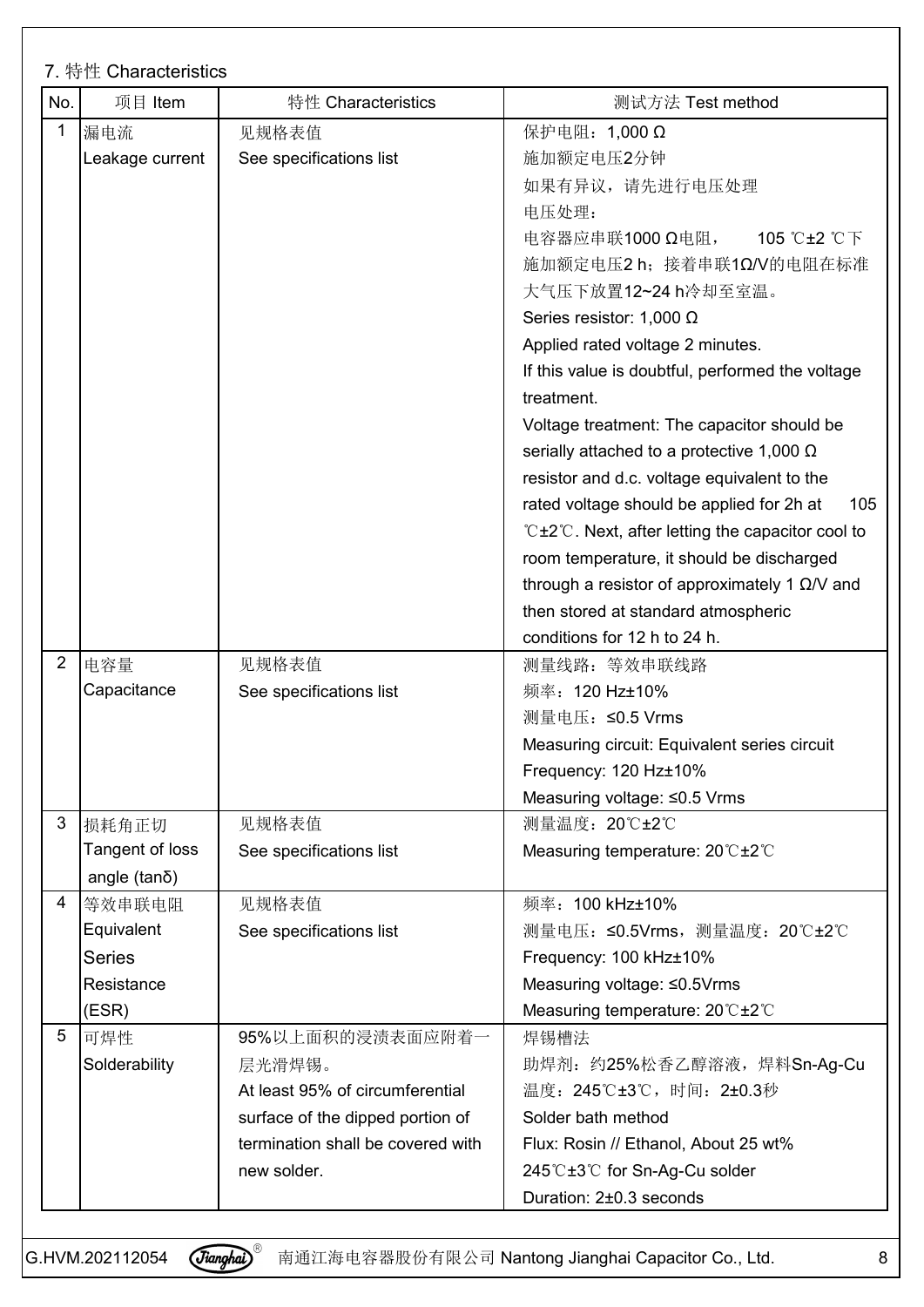## 7. 特性 Characteristics

| No. | 项目 Item | 特性 Characteristics | 测试方法 Test method |
|---|---|---|---|
| 1 | 漏电流<br>Leakage current | 见规格表值<br>See specifications list | 保护电阻：1,000 Ω<br>施加额定电压2分钟<br>如果有异议，请先进行电压处理<br>电压处理：<br>电容器应串联1000 Ω电阻，105 ℃±2 ℃下施加额定电压2 h；接着串联1Ω/V的电阻在标准大气压下放置12~24 h冷却至室温。<br>Series resistor: 1,000 Ω<br>Applied rated voltage 2 minutes.<br>If this value is doubtful, performed the voltage treatment.<br>Voltage treatment: The capacitor should be serially attached to a protective 1,000 Ω resistor and d.c. voltage equivalent to the rated voltage should be applied for 2h at 105 ℃±2℃. Next, after letting the capacitor cool to room temperature, it should be discharged through a resistor of approximately 1 Ω/V and then stored at standard atmospheric conditions for 12 h to 24 h. |
| 2 | 电容量<br>Capacitance | 见规格表值<br>See specifications list | 测量线路：等效串联线路<br>频率：120 Hz±10%<br>测量电压：≤0.5 Vrms<br>Measuring circuit: Equivalent series circuit<br>Frequency: 120 Hz±10%<br>Measuring voltage: ≤0.5 Vrms |
| 3 | 损耗角正切<br>Tangent of loss angle (tanδ) | 见规格表值<br>See specifications list | 测量温度：20℃±2℃<br>Measuring temperature: 20℃±2℃ |
| 4 | 等效串联电阻<br>Equivalent Series Resistance (ESR) | 见规格表值<br>See specifications list | 频率：100 kHz±10%<br>测量电压：≤0.5Vrms，测量温度：20℃±2℃<br>Frequency: 100 kHz±10%<br>Measuring voltage: ≤0.5Vrms<br>Measuring temperature: 20℃±2℃ |
| 5 | 可焊性<br>Solderability | 95%以上面积的浸渍表面应附着一层光滑焊锡。<br>At least 95% of circumferential surface of the dipped portion of termination shall be covered with new solder. | 焊锡槽法<br>助焊剂：约25%松香乙醇溶液，焊料Sn-Ag-Cu<br>温度：245℃±3℃，时间：2±0.3秒<br>Solder bath method<br>Flux: Rosin // Ethanol, About 25 wt%<br>245℃±3℃ for Sn-Ag-Cu solder<br>Duration: 2±0.3 seconds |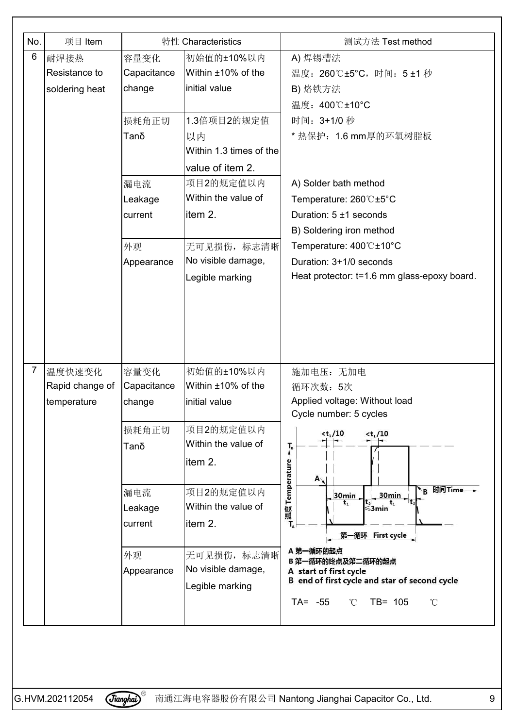| No. | 项目 Item | 特性 Characteristics | | 测试方法 Test method |
|---|---|---|---|---|
| 6 | 耐焊接热 Resistance to soldering heat | 容量变化 Capacitance change | 初始值的±10%以内 Within ±10% of the initial value | A) 焊锡槽法<br>温度：260℃±5°C，时间：5 ±1 秒<br>B) 烙铁方法<br>温度：400℃±10°C<br>时间：3+1/0 秒<br>* 热保护：1.6 mm厚的环氧树脂板<br><br>A) Solder bath method<br>Temperature: 260℃±5°C<br>Duration: 5 ±1 seconds<br>B) Soldering iron method<br>Temperature: 400℃±10°C<br>Duration: 3+1/0 seconds<br>Heat protector: t=1.6 mm glass-epoxy board. |
| | | 损耗角正切 Tanδ | 1.3倍项目2的规定值以内 Within 1.3 times of the value of item 2. | |
| | | 漏电流 Leakage current | 项目2的规定值以内 Within the value of item 2. | |
| | | 外观 Appearance | 无可见损伤，标志清晰 No visible damage, Legible marking | |
| 7 | 温度快速变化 Rapid change of temperature | 容量变化 Capacitance change | 初始值的±10%以内 Within ±10% of the initial value | 施加电压：无加电<br>循环次数：5次<br>Applied voltage: Without load<br>Cycle number: 5 cycles<br><br>$<t_1/10$ $<t_1/10$; $T_B$; $T_A$; 30min $t_1$; $t_2$ ≤3min; 30min $t_1$; $t_2$; 温度 Temperature; 时间Time; 第一循环 First cycle<br>A 第一循环的起点<br>B 第一循环的终点及第二循环的起点<br>A start of first cycle<br>B end of first cycle and star of second cycle<br><br>TA= -55 ℃ TB= 105 ℃ |
| | | 损耗角正切 Tanδ | 项目2的规定值以内 Within the value of item 2. | |
| | | 漏电流 Leakage current | 项目2的规定值以内 Within the value of item 2. | |
| | | 外观 Appearance | 无可见损伤，标志清晰 No visible damage, Legible marking | |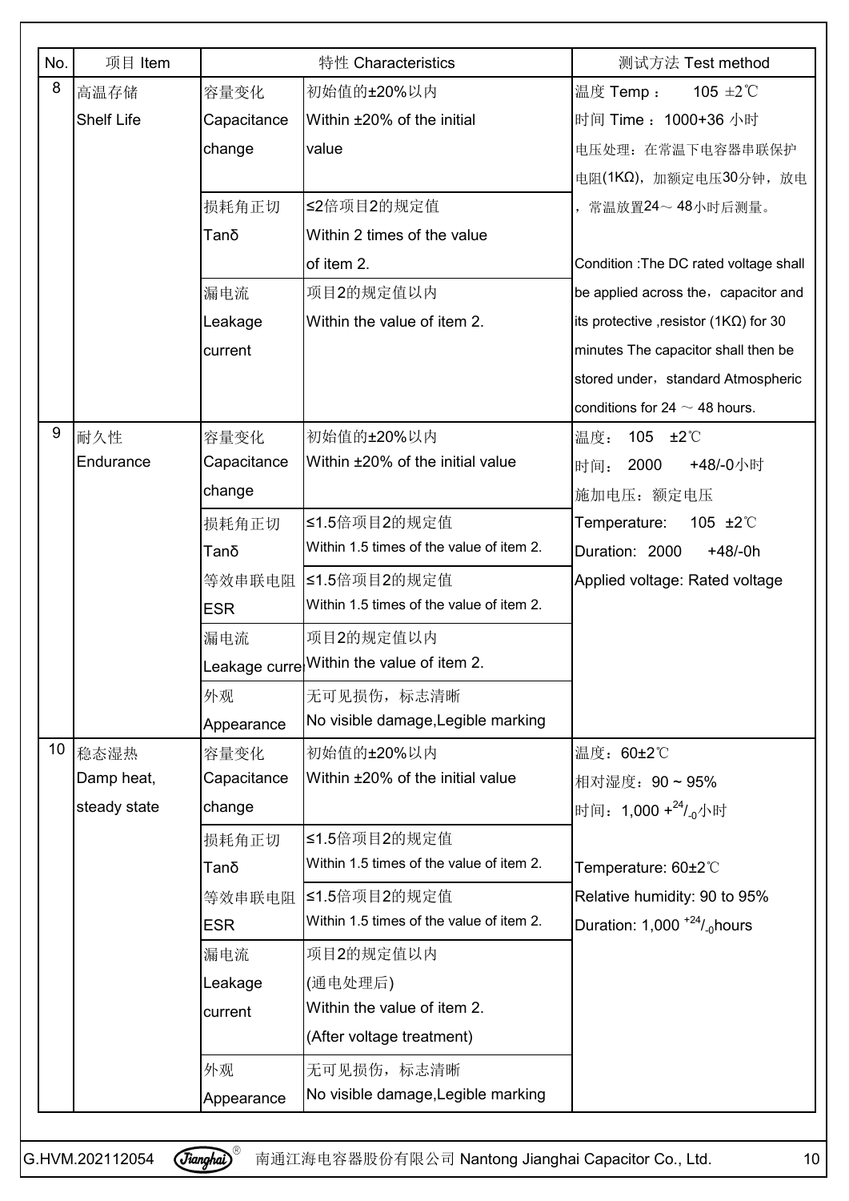| No. | 项目 Item | 特性 Characteristics | | 测试方法 Test method |
|---|---|---|---|---|
| 8 | 高温存储<br>Shelf Life | 容量变化<br>Capacitance change | 初始值的±20%以内<br>Within ±20% of the initial value | 温度 Temp： 105 ±2℃<br>时间 Time：1000+36 小时<br>电压处理：在常温下电容器串联保护电阻(1KΩ)，加额定电压30分钟，放电，常温放置24～48小时后测量。<br><br>Condition :The DC rated voltage shall be applied across the，capacitor and its protective ,resistor (1KΩ) for 30 minutes The capacitor shall then be stored under，standard Atmospheric conditions for 24 ～ 48 hours. |
| | | 损耗角正切<br>Tanδ | ≤2倍项目2的规定值<br>Within 2 times of the value of item 2. | |
| | | 漏电流<br>Leakage current | 项目2的规定值以内<br>Within the value of item 2. | |
| 9 | 耐久性<br>Endurance | 容量变化<br>Capacitance change | 初始值的±20%以内<br>Within ±20% of the initial value | 温度： 105 ±2℃<br>时间： 2000 +48/-0小时<br>施加电压：额定电压<br>Temperature: 105 ±2℃<br>Duration: 2000 +48/-0h<br>Applied voltage: Rated voltage |
| | | 损耗角正切<br>Tanδ | ≤1.5倍项目2的规定值<br>Within 1.5 times of the value of item 2. | |
| | | 等效串联电阻<br>ESR | ≤1.5倍项目2的规定值<br>Within 1.5 times of the value of item 2. | |
| | | 漏电流<br>Leakage current | 项目2的规定值以内<br>Within the value of item 2. | |
| | | 外观<br>Appearance | 无可见损伤，标志清晰<br>No visible damage,Legible marking | |
| 10 | 稳态湿热<br>Damp heat, steady state | 容量变化<br>Capacitance change | 初始值的±20%以内<br>Within ±20% of the initial value | 温度：60±2℃<br>相对湿度：90 ~ 95%<br>时间：1,000 $^{+24}/_{-0}$小时<br><br>Temperature: 60±2℃<br>Relative humidity: 90 to 95%<br>Duration: 1,000 $^{+24}/_{-0}$hours |
| | | 损耗角正切<br>Tanδ | ≤1.5倍项目2的规定值<br>Within 1.5 times of the value of item 2. | |
| | | 等效串联电阻<br>ESR | ≤1.5倍项目2的规定值<br>Within 1.5 times of the value of item 2. | |
| | | 漏电流<br>Leakage current | 项目2的规定值以内<br>(通电处理后)<br>Within the value of item 2.<br>(After voltage treatment) | |
| | | 外观<br>Appearance | 无可见损伤，标志清晰<br>No visible damage,Legible marking | |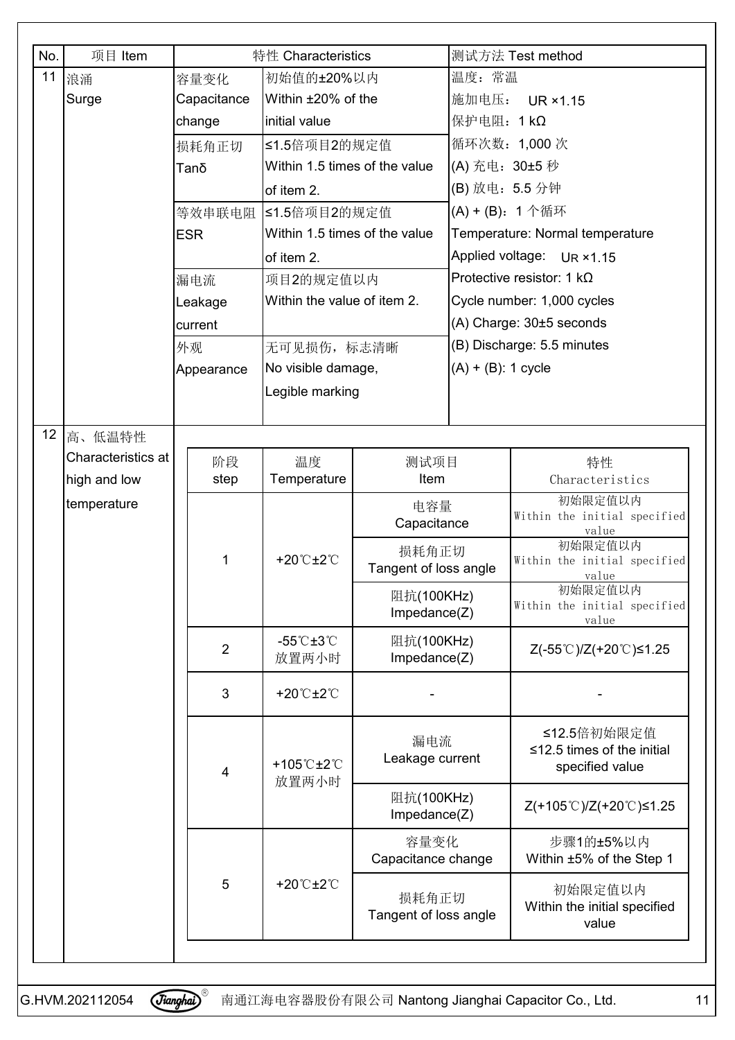| No. | 项目 Item | 特性 Characteristics | | 测试方法 Test method |
|---|---|---|---|---|
| 11 | 浪涌<br>Surge | 容量变化<br>Capacitance change | 初始值的±20%以内<br>Within ±20% of the initial value | 温度：常温<br>施加电压： $U_R$ ×1.15<br>保护电阻：1 kΩ<br>循环次数：1,000 次<br>(A) 充电：30±5 秒<br>(B) 放电：5.5 分钟<br>(A) + (B)：1 个循环<br>Temperature: Normal temperature<br>Applied voltage: $U_R$ ×1.15<br>Protective resistor: 1 kΩ<br>Cycle number: 1,000 cycles<br>(A) Charge: 30±5 seconds<br>(B) Discharge: 5.5 minutes<br>(A) + (B): 1 cycle |
| | | 损耗角正切<br>Tanδ | ≤1.5倍项目2的规定值<br>Within 1.5 times of the value of item 2. | |
| | | 等效串联电阻<br>ESR | ≤1.5倍项目2的规定值<br>Within 1.5 times of the value of item 2. | |
| | | 漏电流<br>Leakage current | 项目2的规定值以内<br>Within the value of item 2. | |
| | | 外观<br>Appearance | 无可见损伤，标志清晰<br>No visible damage, Legible marking | |

12 高、低温特性 Characteristics at high and low temperature

| 阶段<br>step | 温度<br>Temperature | 测试项目<br>Item | 特性<br>Characteristics |
|---|---|---|---|
| 1 | +20℃±2℃ | 电容量<br>Capacitance | 初始限定值以内<br>Within the initial specified value |
| | | 损耗角正切<br>Tangent of loss angle | 初始限定值以内<br>Within the initial specified value |
| | | 阻抗(100KHz)<br>Impedance(Z) | 初始限定值以内<br>Within the initial specified value |
| 2 | -55℃±3℃<br>放置两小时 | 阻抗(100KHz)<br>Impedance(Z) | Z(-55℃)/Z(+20℃)≤1.25 |
| 3 | +20℃±2℃ | - | - |
| 4 | +105℃±2℃<br>放置两小时 | 漏电流<br>Leakage current | ≤12.5倍初始限定值<br>≤12.5 times of the initial specified value |
| | | 阻抗(100KHz)<br>Impedance(Z) | Z(+105℃)/Z(+20℃)≤1.25 |
| 5 | +20℃±2℃ | 容量变化<br>Capacitance change | 步骤1的±5%以内<br>Within ±5% of the Step 1 |
| | | 损耗角正切<br>Tangent of loss angle | 初始限定值以内<br>Within the initial specified value |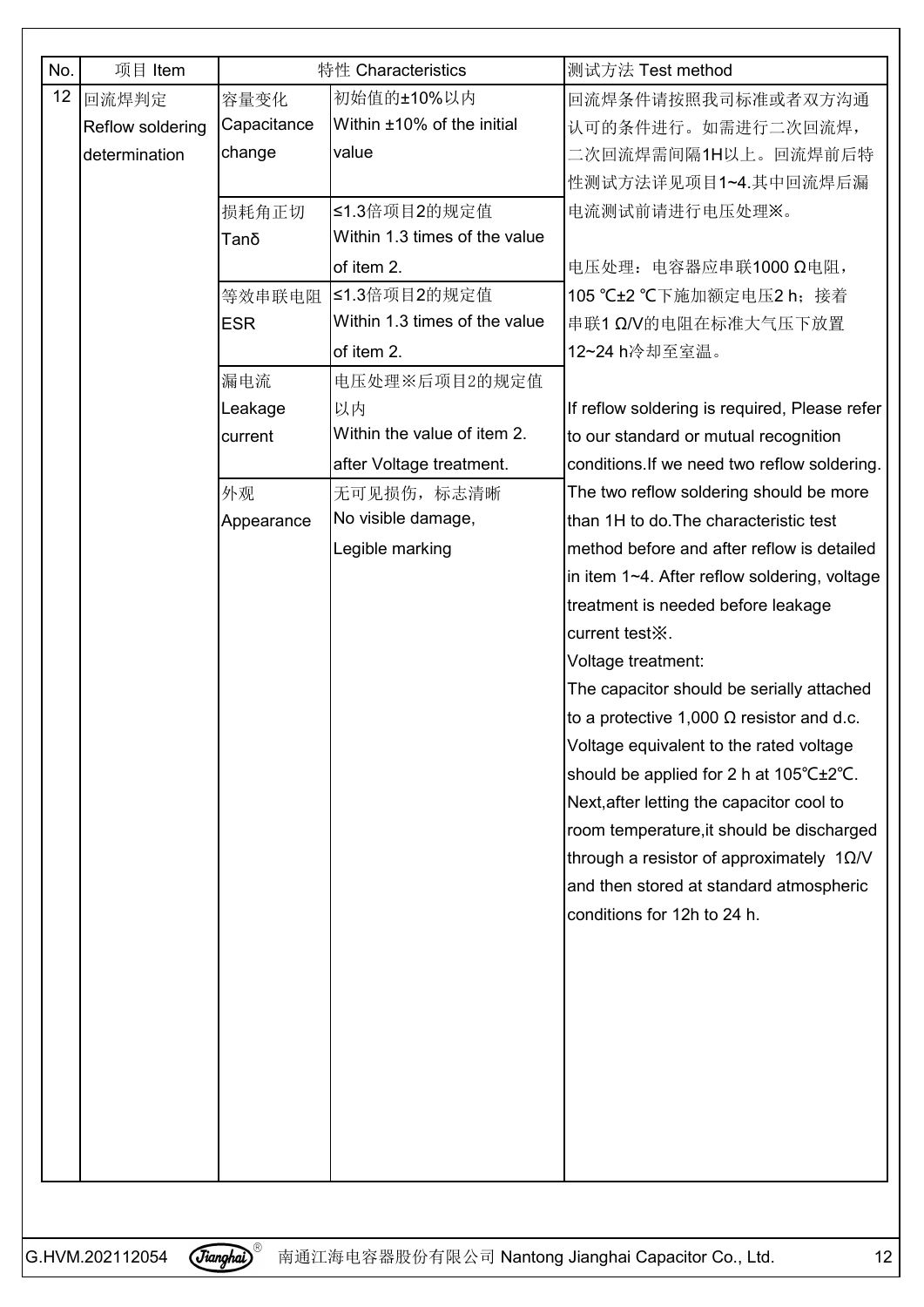| No. | 项目 Item | 特性 Characteristics | | 测试方法 Test method |
|---|---|---|---|---|
| 12 | 回流焊判定 Reflow soldering determination | 容量变化 Capacitance change | 初始值的±10%以内 Within ±10% of the initial value | 回流焊条件请按照我司标准或者双方沟通认可的条件进行。如需进行二次回流焊，二次回流焊需间隔1H以上。回流焊前后特性测试方法详见项目1~4.其中回流焊后漏电流测试前请进行电压处理※。<br><br>电压处理：电容器应串联1000 Ω电阻，105 ℃±2 ℃下施加额定电压2 h；接着串联1 Ω/V的电阻在标准大气压下放置12~24 h冷却至室温。<br><br>If reflow soldering is required, Please refer to our standard or mutual recognition conditions.If we need two reflow soldering. The two reflow soldering should be more than 1H to do.The characteristic test method before and after reflow is detailed in item 1~4. After reflow soldering, voltage treatment is needed before leakage current test※.<br>Voltage treatment:<br>The capacitor should be serially attached to a protective 1,000 Ω resistor and d.c. Voltage equivalent to the rated voltage should be applied for 2 h at 105℃±2℃. Next,after letting the capacitor cool to room temperature,it should be discharged through a resistor of approximately 1Ω/V and then stored at standard atmospheric conditions for 12h to 24 h. |
| | | 损耗角正切 Tanδ | ≤1.3倍项目2的规定值 Within 1.3 times of the value of item 2. | |
| | | 等效串联电阻 ESR | ≤1.3倍项目2的规定值 Within 1.3 times of the value of item 2. | |
| | | 漏电流 Leakage current | 电压处理※后项目2的规定值以内 Within the value of item 2. after Voltage treatment. | |
| | | 外观 Appearance | 无可见损伤，标志清晰 No visible damage, Legible marking | |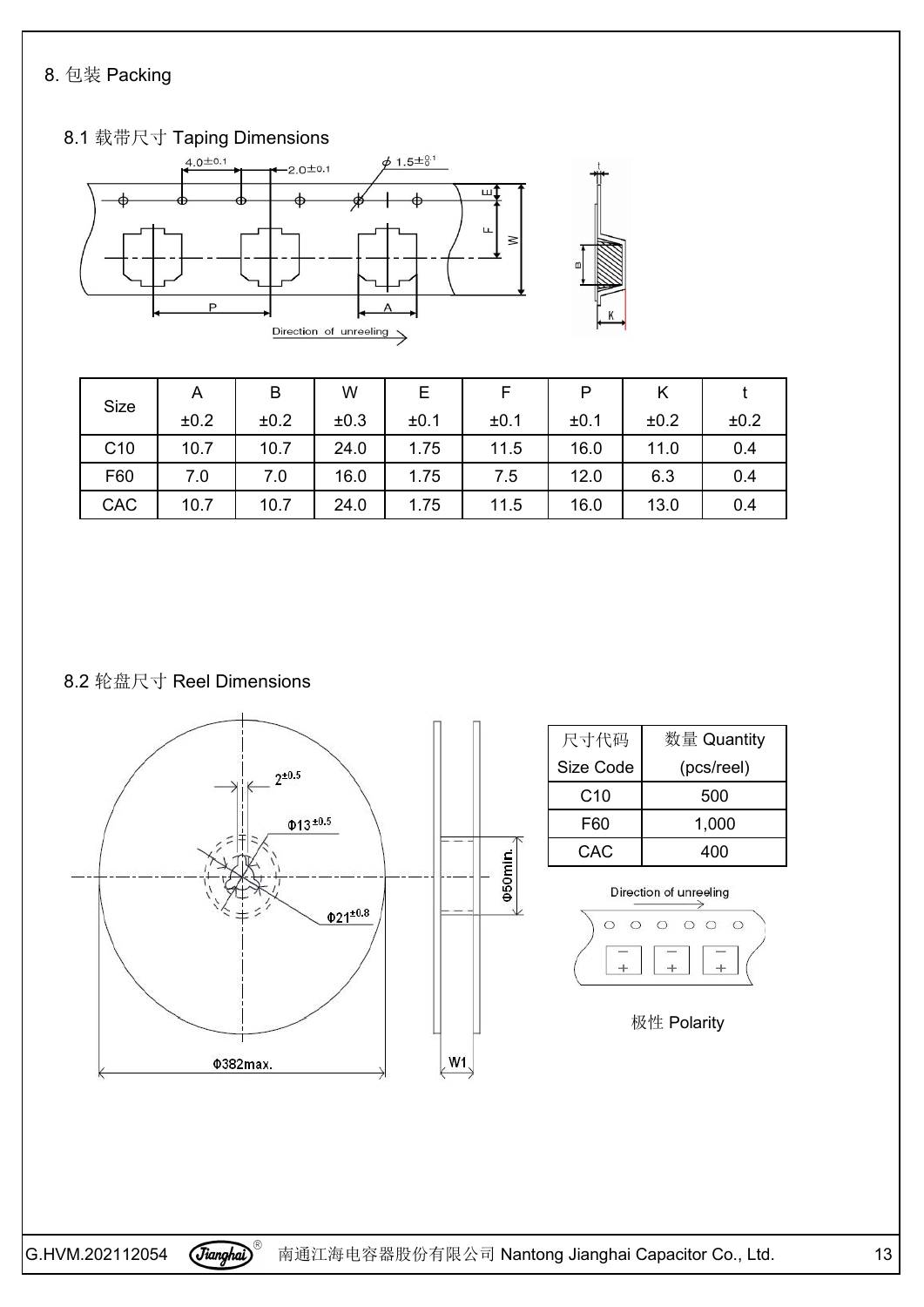## 8. 包装 Packing

### 8.1 载带尺寸 Taping Dimensions

| Size | A ±0.2 | B ±0.2 | W ±0.3 | E ±0.1 | F ±0.1 | P ±0.1 | K ±0.2 | t ±0.2 |
|---|---|---|---|---|---|---|---|---|
| C10 | 10.7 | 10.7 | 24.0 | 1.75 | 11.5 | 16.0 | 11.0 | 0.4 |
| F60 | 7.0 | 7.0 | 16.0 | 1.75 | 7.5 | 12.0 | 6.3 | 0.4 |
| CAC | 10.7 | 10.7 | 24.0 | 1.75 | 11.5 | 16.0 | 13.0 | 0.4 |

### 8.2 轮盘尺寸 Reel Dimensions

| 尺寸代码 Size Code | 数量 Quantity (pcs/reel) |
|---|---|
| C10 | 500 |
| F60 | 1,000 |
| CAC | 400 |

极性 Polarity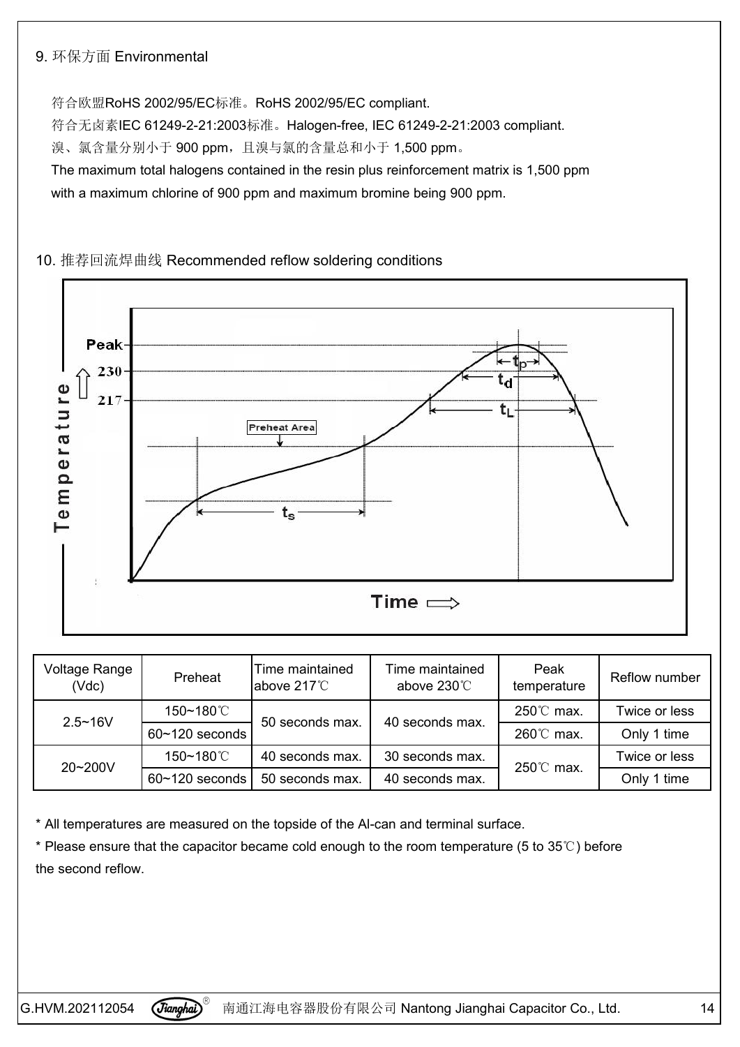## 9. 环保方面 Environmental

符合欧盟RoHS 2002/95/EC标准。RoHS 2002/95/EC compliant.

符合无卤素IEC 61249-2-21:2003标准。Halogen-free, IEC 61249-2-21:2003 compliant.

溴、氯含量分别小于 900 ppm，且溴与氯的含量总和小于 1,500 ppm。

The maximum total halogens contained in the resin plus reinforcement matrix is 1,500 ppm with a maximum chlorine of 900 ppm and maximum bromine being 900 ppm.

## 10. 推荐回流焊曲线 Recommended reflow soldering conditions

| Voltage Range (Vdc) | Preheat | Time maintained above 217℃ | Time maintained above 230℃ | Peak temperature | Reflow number |
|---|---|---|---|---|---|
| 2.5~16V | 150~180℃ | 50 seconds max. | 40 seconds max. | 250℃ max. | Twice or less |
| | 60~120 seconds | | | 260℃ max. | Only 1 time |
| 20~200V | 150~180℃ | 40 seconds max. | 30 seconds max. | 250℃ max. | Twice or less |
| | 60~120 seconds | 50 seconds max. | 40 seconds max. | | Only 1 time |

* All temperatures are measured on the topside of the Al-can and terminal surface.
* Please ensure that the capacitor became cold enough to the room temperature (5 to 35℃) before the second reflow.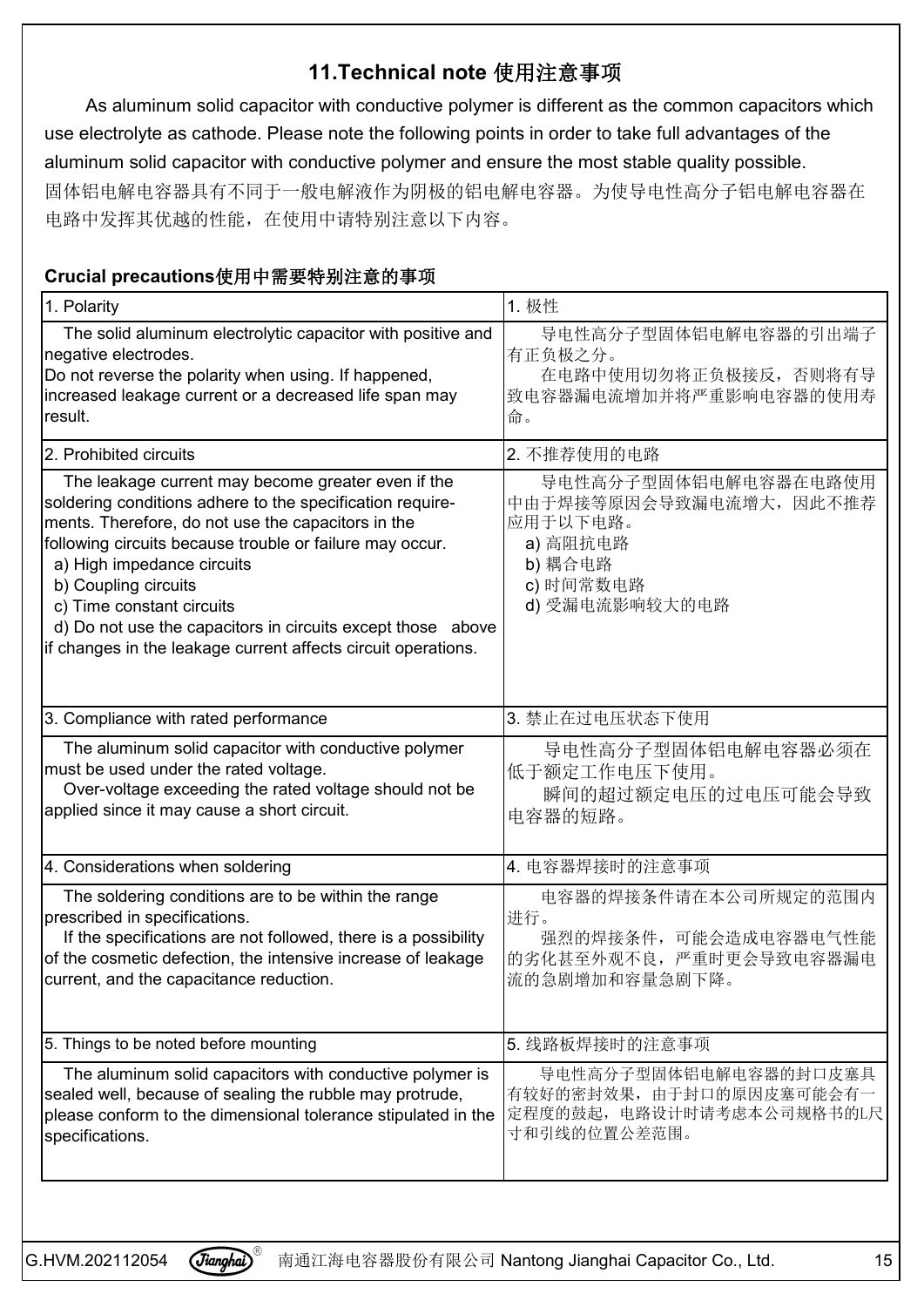## 11.Technical note 使用注意事项

As aluminum solid capacitor with conductive polymer is different as the common capacitors which use electrolyte as cathode. Please note the following points in order to take full advantages of the aluminum solid capacitor with conductive polymer and ensure the most stable quality possible.

固体铝电解电容器具有不同于一般电解液作为阴极的铝电解电容器。为使导电性高分子铝电解电容器在电路中发挥其优越的性能，在使用中请特别注意以下内容。

### Crucial precautions使用中需要特别注意的事项

| 1. Polarity | 1. 极性 |
|---|---|
| The solid aluminum electrolytic capacitor with positive and negative electrodes.<br>Do not reverse the polarity when using. If happened, increased leakage current or a decreased life span may result. | 导电性高分子型固体铝电解电容器的引出端子有正负极之分。<br>在电路中使用切勿将正负极接反，否则将有导致电容器漏电流增加并将严重影响电容器的使用寿命。 |
| 2. Prohibited circuits | 2. 不推荐使用的电路 |
| The leakage current may become greater even if the soldering conditions adhere to the specification requirements. Therefore, do not use the capacitors in the following circuits because trouble or failure may occur.<br>a) High impedance circuits<br>b) Coupling circuits<br>c) Time constant circuits<br>d) Do not use the capacitors in circuits except those above if changes in the leakage current affects circuit operations. | 导电性高分子型固体铝电解电容器在电路使用中由于焊接等原因会导致漏电流增大，因此不推荐应用于以下电路。<br>a) 高阻抗电路<br>b) 耦合电路<br>c) 时间常数电路<br>d) 受漏电流影响较大的电路 |
| 3. Compliance with rated performance | 3. 禁止在过电压状态下使用 |
| The aluminum solid capacitor with conductive polymer must be used under the rated voltage.<br>Over-voltage exceeding the rated voltage should not be applied since it may cause a short circuit. | 导电性高分子型固体铝电解电容器必须在低于额定工作电压下使用。<br>瞬间的超过额定电压的过电压可能会导致电容器的短路。 |
| 4. Considerations when soldering | 4. 电容器焊接时的注意事项 |
| The soldering conditions are to be within the range prescribed in specifications.<br>If the specifications are not followed, there is a possibility of the cosmetic defection, the intensive increase of leakage current, and the capacitance reduction. | 电容器的焊接条件请在本公司所规定的范围内进行。<br>强烈的焊接条件，可能会造成电容器电气性能的劣化甚至外观不良，严重时更会导致电容器漏电流的急剧增加和容量急剧下降。 |
| 5. Things to be noted before mounting | 5. 线路板焊接时的注意事项 |
| The aluminum solid capacitors with conductive polymer is sealed well, because of sealing the rubble may protrude, please conform to the dimensional tolerance stipulated in the specifications. | 导电性高分子型固体铝电解电容器的封口皮塞具有较好的密封效果，由于封口的原因皮塞可能会有一定程度的鼓起，电路设计时请考虑本公司规格书的L尺寸和引线的位置公差范围。 |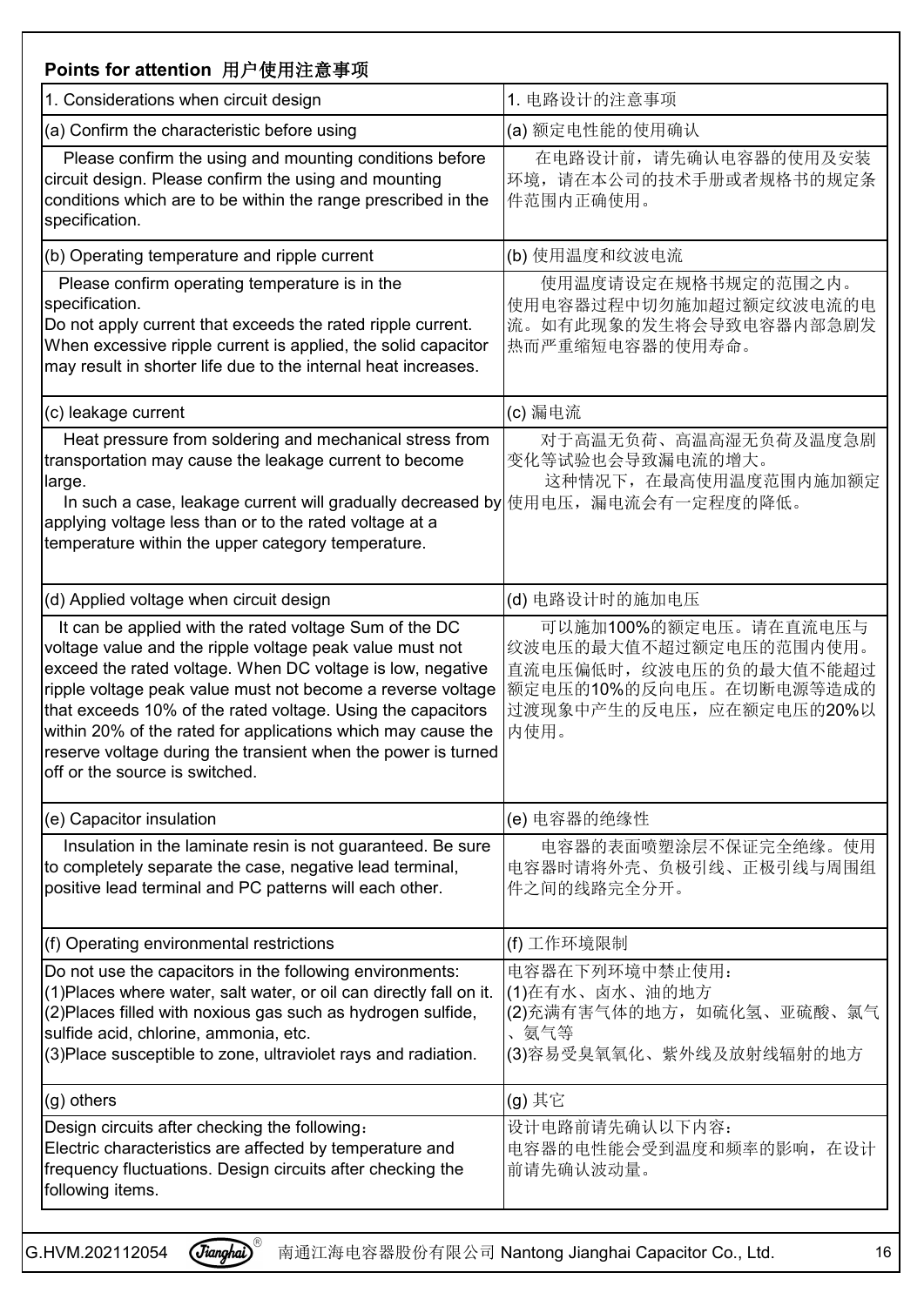## Points for attention 用户使用注意事项

| 1. Considerations when circuit design | 1. 电路设计的注意事项 |
|---|---|
| (a) Confirm the characteristic before using | (a) 额定电性能的使用确认 |
| Please confirm the using and mounting conditions before circuit design. Please confirm the using and mounting conditions which are to be within the range prescribed in the specification. | 在电路设计前，请先确认电容器的使用及安装环境，请在本公司的技术手册或者规格书的规定条件范围内正确使用。 |
| (b) Operating temperature and ripple current | (b) 使用温度和纹波电流 |
| Please confirm operating temperature is in the specification.<br>Do not apply current that exceeds the rated ripple current. When excessive ripple current is applied, the solid capacitor may result in shorter life due to the internal heat increases. | 使用温度请设定在规格书规定的范围之内。使用电容器过程中切勿施加超过额定纹波电流的电流。如有此现象的发生将会导致电容器内部急剧发热而严重缩短电容器的使用寿命。 |
| (c) leakage current | (c) 漏电流 |
| Heat pressure from soldering and mechanical stress from transportation may cause the leakage current to become large.<br>In such a case, leakage current will gradually decreased by applying voltage less than or to the rated voltage at a temperature within the upper category temperature. | 对于高温无负荷、高温高湿无负荷及温度急剧变化等试验也会导致漏电流的增大。<br>这种情况下，在最高使用温度范围内施加额定使用电压，漏电流会有一定程度的降低。 |
| (d) Applied voltage when circuit design | (d) 电路设计时的施加电压 |
| It can be applied with the rated voltage Sum of the DC voltage value and the ripple voltage peak value must not exceed the rated voltage. When DC voltage is low, negative ripple voltage peak value must not become a reverse voltage that exceeds 10% of the rated voltage. Using the capacitors within 20% of the rated for applications which may cause the reserve voltage during the transient when the power is turned off or the source is switched. | 可以施加100%的额定电压。请在直流电压与纹波电压的最大值不超过额定电压的范围内使用。直流电压偏低时，纹波电压的负的最大值不能超过额定电压的10%的反向电压。在切断电源等造成的过渡现象中产生的反电压，应在额定电压的20%以内使用。 |
| (e) Capacitor insulation | (e) 电容器的绝缘性 |
| Insulation in the laminate resin is not guaranteed. Be sure to completely separate the case, negative lead terminal, positive lead terminal and PC patterns will each other. | 电容器的表面喷塑涂层不保证完全绝缘。使用电容器时请将外壳、负极引线、正极引线与周围组件之间的线路完全分开。 |
| (f) Operating environmental restrictions | (f) 工作环境限制 |
| Do not use the capacitors in the following environments:<br>(1)Places where water, salt water, or oil can directly fall on it.<br>(2)Places filled with noxious gas such as hydrogen sulfide, sulfide acid, chlorine, ammonia, etc.<br>(3)Place susceptible to zone, ultraviolet rays and radiation. | 电容器在下列环境中禁止使用：<br>(1)在有水、卤水、油的地方<br>(2)充满有害气体的地方，如硫化氢、亚硫酸、氯气、氨气等<br>(3)容易受臭氧氧化、紫外线及放射线辐射的地方 |
| (g) others | (g) 其它 |
| Design circuits after checking the following：<br>Electric characteristics are affected by temperature and frequency fluctuations. Design circuits after checking the following items. | 设计电路前请先确认以下内容：<br>电容器的电性能会受到温度和频率的影响，在设计前请先确认波动量。 |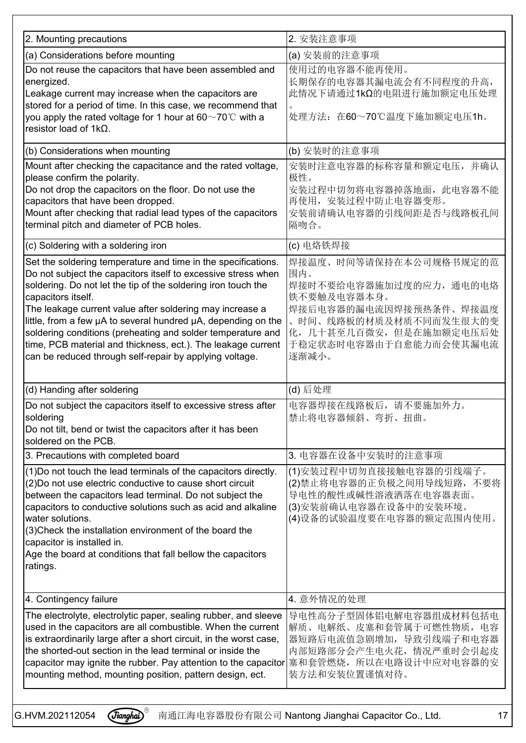| 2. Mounting precautions | 2. 安装注意事项 |
| --- | --- |
| (a) Considerations before mounting | (a) 安装前的注意事项 |
| Do not reuse the capacitors that have been assembled and energized.<br>Leakage current may increase when the capacitors are stored for a period of time. In this case, we recommend that you apply the rated voltage for 1 hour at 60～70℃ with a resistor load of 1kΩ. | 使用过的电容器不能再使用。<br>长期保存的电容器其漏电流会有不同程度的升高，此情况下请通过1kΩ的电阻进行施加额定电压处理。<br>处理方法：在60～70℃温度下施加额定电压1h。 |
| (b) Considerations when mounting | (b) 安装时的注意事项 |
| Mount after checking the capacitance and the rated voltage, please confirm the polarity.<br>Do not drop the capacitors on the floor. Do not use the capacitors that have been dropped.<br>Mount after checking that radial lead types of the capacitors terminal pitch and diameter of PCB holes. | 安装时注意电容器的标称容量和额定电压，并确认极性。<br>安装过程中切勿将电容器掉落地面，此电容器不能再使用，安装过程中防止电容器变形。<br>安装前请确认电容器的引线间距是否与线路板孔间隔吻合。 |
| (c) Soldering with a soldering iron | (c) 电烙铁焊接 |
| Set the soldering temperature and time in the specifications.<br>Do not subject the capacitors itself to excessive stress when soldering. Do not let the tip of the soldering iron touch the capacitors itself.<br>The leakage current value after soldering may increase a little, from a few μA to several hundred μA, depending on the soldering conditions (preheating and solder temperature and time, PCB material and thickness, ect.). The leakage current can be reduced through self-repair by applying voltage. | 焊接温度、时间等请保持在本公司规格书规定的范围内。<br>焊接时不要给电容器施加过度的应力，通电的电烙铁不要触及电容器本身。<br>焊接后电容器的漏电流因焊接预热条件、焊接温度、时间、线路板的材质及材质不同而发生很大的变化，几十甚至几百微安，但是在施加额定电压后处于稳定状态时电容器由于自愈能力而会使其漏电流逐渐减小。 |
| (d) Handing after soldering | (d) 后处理 |
| Do not subject the capacitors itself to excessive stress after soldering<br>Do not tilt, bend or twist the capacitors after it has been soldered on the PCB. | 电容器焊接在线路板后，请不要施加外力。<br>禁止将电容器倾斜、弯折、扭曲。 |
| 3. Precautions with completed board | 3. 电容器在设备中安装时的注意事项 |
| (1)Do not touch the lead terminals of the capacitors directly.<br>(2)Do not use electric conductive to cause short circuit between the capacitors lead terminal. Do not subject the capacitors to conductive solutions such as acid and alkaline water solutions.<br>(3)Check the installation environment of the board the capacitor is installed in.<br>Age the board at conditions that fall bellow the capacitors ratings. | (1)安装过程中切勿直接接触电容器的引线端子。<br>(2)禁止将电容器的正负极之间用导线短路，不要将导电性的酸性或碱性溶液洒落在电容器表面。<br>(3)安装前确认电容器在设备中的安装环境。<br>(4)设备的试验温度要在电容器的额定范围内使用。 |
| 4. Contingency failure | 4. 意外情况的处理 |
| The electrolyte, electrolytic paper, sealing rubber, and sleeve used in the capacitors are all combustible. When the current is extraordinarily large after a short circuit, in the worst case, the shorted-out section in the lead terminal or inside the capacitor may ignite the rubber. Pay attention to the capacitor mounting method, mounting position, pattern design, ect. | 导电性高分子型固体铝电解电容器组成材料包括电解质、电解纸、皮塞和套管属于可燃性物质，电容器短路后电流值急剧增加，导致引线端子和电容器内部短路部分会产生电火花，情况严重时会引起皮塞和套管燃烧，所以在电路设计中应对电容器的安装方法和安装位置谨慎对待。 |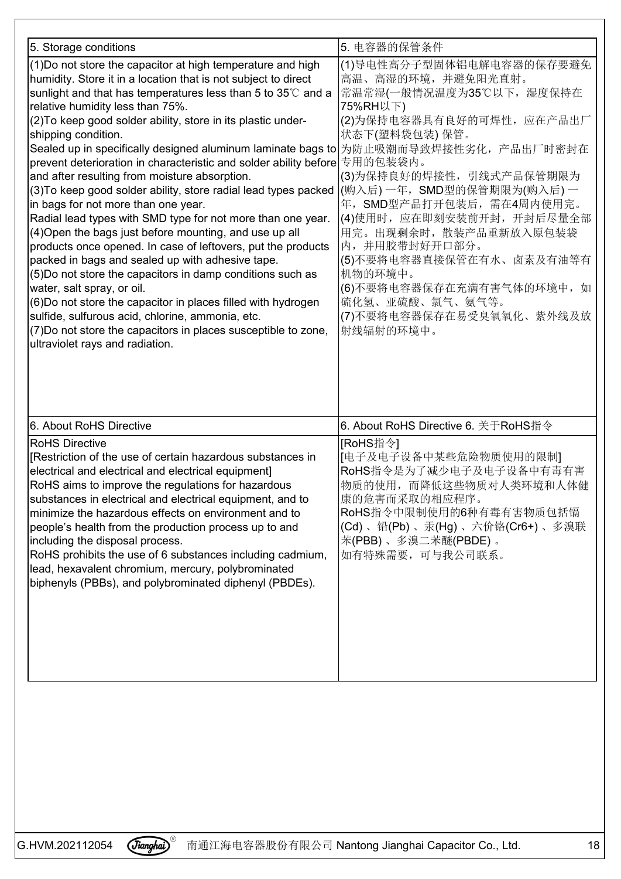| 5. Storage conditions | 5. 电容器的保管条件 |
| --- | --- |
| (1)Do not store the capacitor at high temperature and high humidity. Store it in a location that is not subject to direct sunlight and that has temperatures less than 5 to 35℃ and a relative humidity less than 75%.<br>(2)To keep good solder ability, store in its plastic under-shipping condition.<br>Sealed up in specifically designed aluminum laminate bags to prevent deterioration in characteristic and solder ability before and after resulting from moisture absorption.<br>(3)To keep good solder ability, store radial lead types packed in bags for not more than one year.<br>Radial lead types with SMD type for not more than one year.<br>(4)Open the bags just before mounting, and use up all products once opened. In case of leftovers, put the products packed in bags and sealed up with adhesive tape.<br>(5)Do not store the capacitors in damp conditions such as water, salt spray, or oil.<br>(6)Do not store the capacitor in places filled with hydrogen sulfide, sulfurous acid, chlorine, ammonia, etc.<br>(7)Do not store the capacitors in places susceptible to zone, ultraviolet rays and radiation. | (1)导电性高分子型固体铝电解电容器的保存要避免高温、高湿的环境，并避免阳光直射。<br>常温常湿(一般情况温度为35℃以下，湿度保持在75%RH以下)<br>(2)为保持电容器具有良好的可焊性，应在产品出厂状态下(塑料袋包装) 保管。<br>为防止吸潮而导致焊接性劣化，产品出厂时密封在专用的包装袋内。<br>(3)为保持良好的焊接性，引线式产品保管期限为(购入后) 一年，SMD型的保管期限为(购入后) 一年，SMD型产品打开包装后，需在4周内使用完。<br>(4)使用时，应在即刻安装前开封，开封后尽量全部用完。出现剩余时，散装产品重新放入原包装袋内，并用胶带封好开口部分。<br>(5)不要将电容器直接保管在有水、卤素及有油等有机物的环境中。<br>(6)不要将电容器保存在充满有害气体的环境中，如硫化氢、亚硫酸、氯气、氨气等。<br>(7)不要将电容器保存在易受臭氧氧化、紫外线及放射线辐射的环境中。 |

| 6. About RoHS Directive | 6. About RoHS Directive 6. 关于RoHS指令 |
| --- | --- |
| RoHS Directive<br>[Restriction of the use of certain hazardous substances in electrical and electrical and electrical equipment]<br>RoHS aims to improve the regulations for hazardous substances in electrical and electrical equipment, and to minimize the hazardous effects on environment and to people's health from the production process up to and including the disposal process.<br>RoHS prohibits the use of 6 substances including cadmium, lead, hexavalent chromium, mercury, polybrominated biphenyls (PBBs), and polybrominated diphenyl (PBDEs). | [RoHS指令]<br>[电子及电子设备中某些危险物质使用的限制]<br>RoHS指令是为了减少电子及电子设备中有毒有害物质的使用，而降低这些物质对人类环境和人体健康的危害而采取的相应程序。<br>RoHS指令中限制使用的6种有毒有害物质包括镉(Cd) 、铅(Pb) 、汞(Hg) 、六价铬($Cr^{6+}$) 、多溴联苯(PBB) 、多溴二苯醚(PBDE) 。<br>如有特殊需要，可与我公司联系。 |